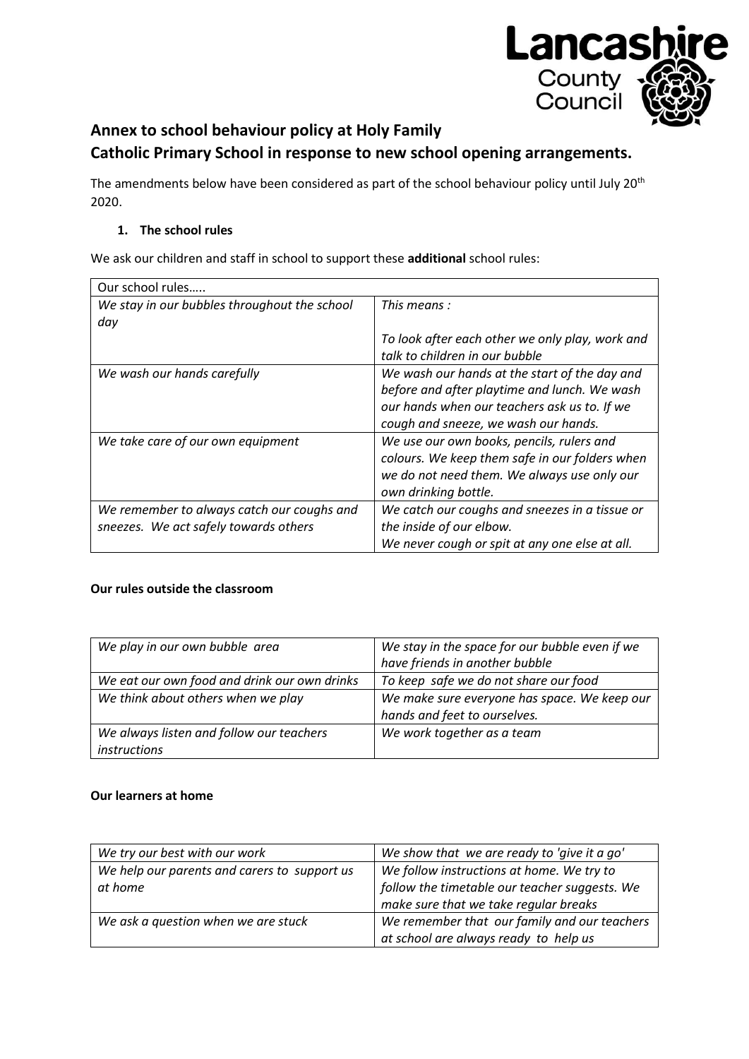Lancashire County Council

# Annex to school behaviour policy at Holy Family Catholic Primary School in response to new school opening arrangements.

The amendments below have been considered as part of the school behaviour policy until July 20th 2020.

## 1. The school rules

We ask our children and staff in school to support these **additional** school rules:

| Our school rules….. | |
|---|---|
| *We stay in our bubbles throughout the school day* | *This means :*<br><br>*To look after each other we only play, work and talk to children in our bubble* |
| *We wash our hands carefully* | *We wash our hands at the start of the day and before and after playtime and lunch. We wash our hands when our teachers ask us to. If we cough and sneeze, we wash our hands.* |
| *We take care of our own equipment* | *We use our own books, pencils, rulers and colours. We keep them safe in our folders when we do not need them. We always use only our own drinking bottle.* |
| *We remember to always catch our coughs and sneezes. We act safely towards others* | *We catch our coughs and sneezes in a tissue or the inside of our elbow.*<br>*We never cough or spit at any one else at all.* |

**Our rules outside the classroom**

| | |
|---|---|
| *We play in our own bubble area* | *We stay in the space for our bubble even if we have friends in another bubble* |
| *We eat our own food and drink our own drinks* | *To keep safe we do not share our food* |
| *We think about others when we play* | *We make sure everyone has space. We keep our hands and feet to ourselves.* |
| *We always listen and follow our teachers instructions* | *We work together as a team* |

**Our learners at home**

| | |
|---|---|
| *We try our best with our work* | *We show that we are ready to 'give it a go'* |
| *We help our parents and carers to support us at home* | *We follow instructions at home. We try to follow the timetable our teacher suggests. We make sure that we take regular breaks* |
| *We ask a question when we are stuck* | *We remember that our family and our teachers at school are always ready to help us* |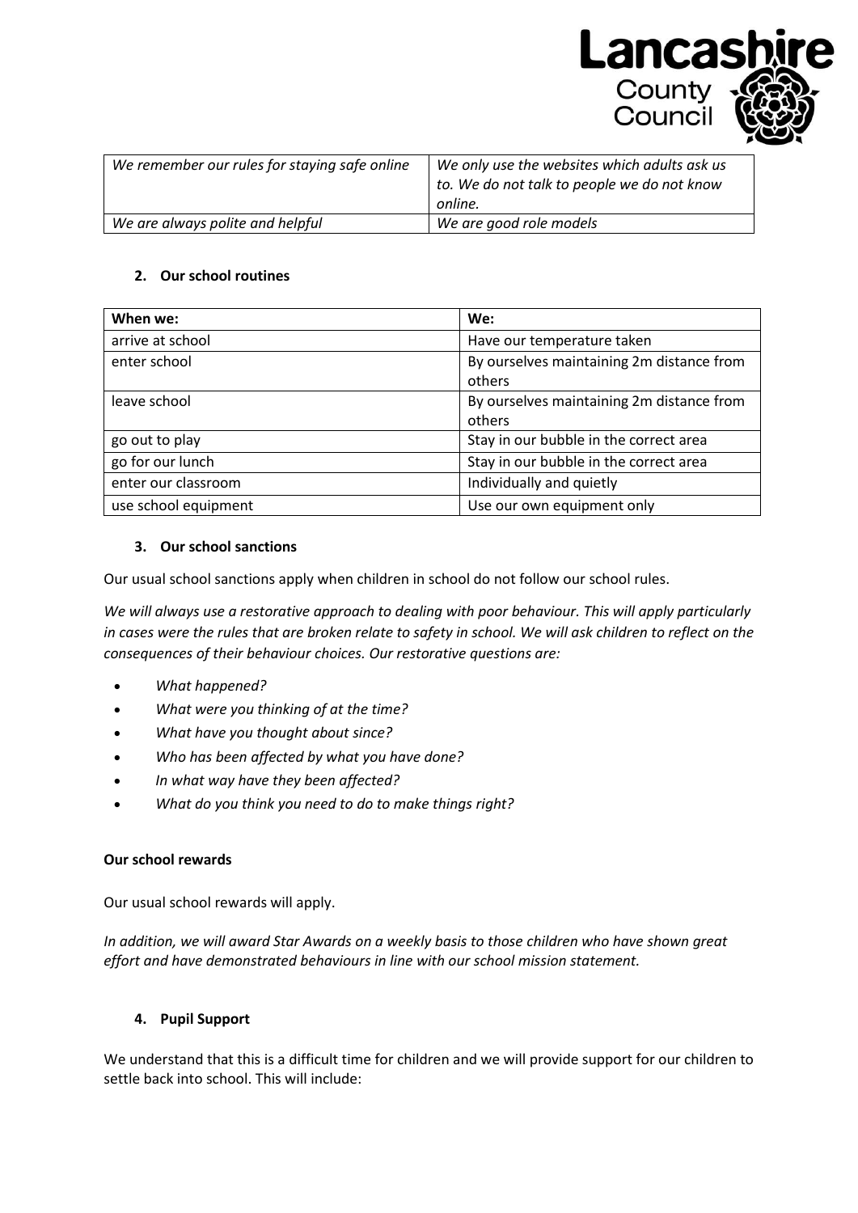| *We remember our rules for staying safe online* | *We only use the websites which adults ask us to. We do not talk to people we do not know online.* |
|---|---|
| *We are always polite and helpful* | *We are good role models* |

## 2. Our school routines

| When we: | We: |
|---|---|
| arrive at school | Have our temperature taken |
| enter school | By ourselves maintaining 2m distance from others |
| leave school | By ourselves maintaining 2m distance from others |
| go out to play | Stay in our bubble in the correct area |
| go for our lunch | Stay in our bubble in the correct area |
| enter our classroom | Individually and quietly |
| use school equipment | Use our own equipment only |

## 3. Our school sanctions

Our usual school sanctions apply when children in school do not follow our school rules.

*We will always use a restorative approach to dealing with poor behaviour. This will apply particularly in cases were the rules that are broken relate to safety in school. We will ask children to reflect on the consequences of their behaviour choices. Our restorative questions are:*

- *What happened?*
- *What were you thinking of at the time?*
- *What have you thought about since?*
- *Who has been affected by what you have done?*
- *In what way have they been affected?*
- *What do you think you need to do to make things right?*

**Our school rewards**

Our usual school rewards will apply.

*In addition, we will award Star Awards on a weekly basis to those children who have shown great effort and have demonstrated behaviours in line with our school mission statement.*

## 4. Pupil Support

We understand that this is a difficult time for children and we will provide support for our children to settle back into school. This will include: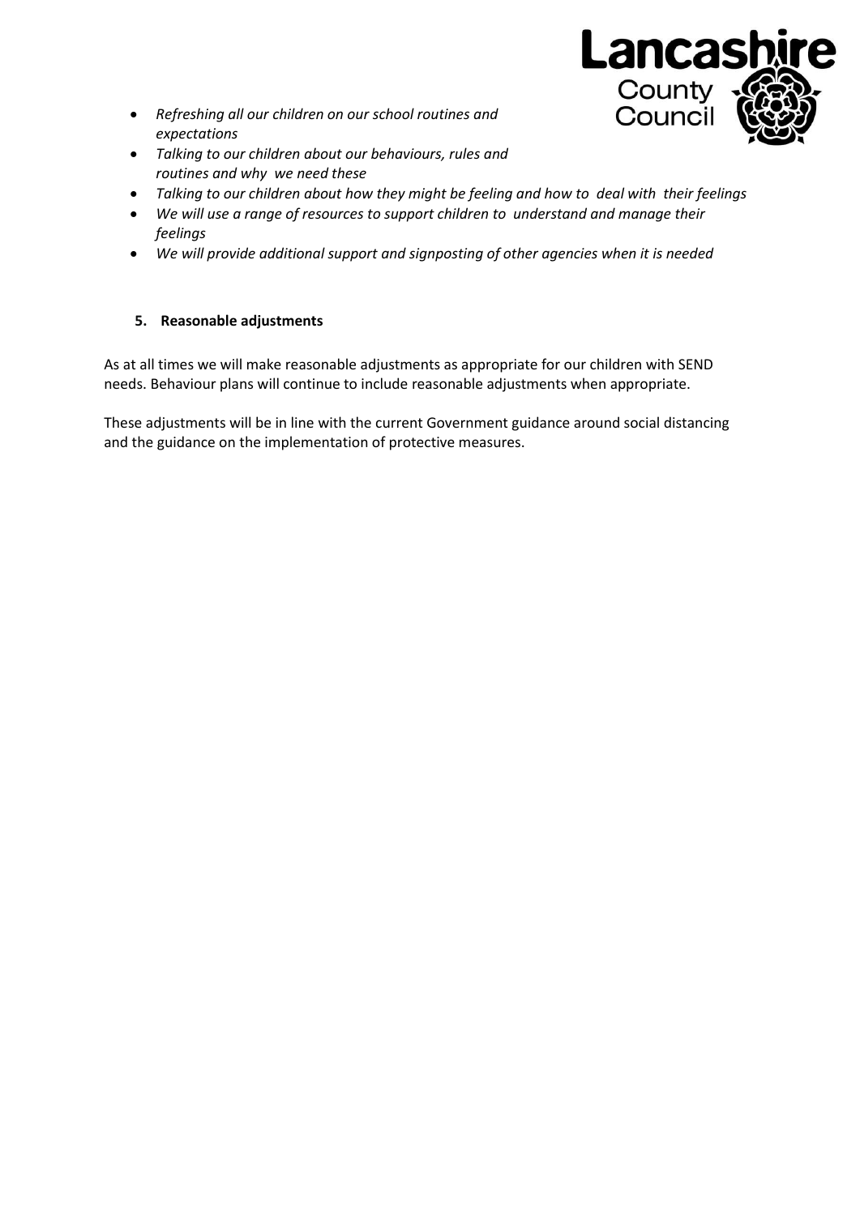- *Refreshing all our children on our school routines and expectations*
- *Talking to our children about our behaviours, rules and routines and why we need these*
- *Talking to our children about how they might be feeling and how to deal with their feelings*
- *We will use a range of resources to support children to understand and manage their feelings*
- *We will provide additional support and signposting of other agencies when it is needed*

**5. Reasonable adjustments**

As at all times we will make reasonable adjustments as appropriate for our children with SEND needs. Behaviour plans will continue to include reasonable adjustments when appropriate.

These adjustments will be in line with the current Government guidance around social distancing and the guidance on the implementation of protective measures.